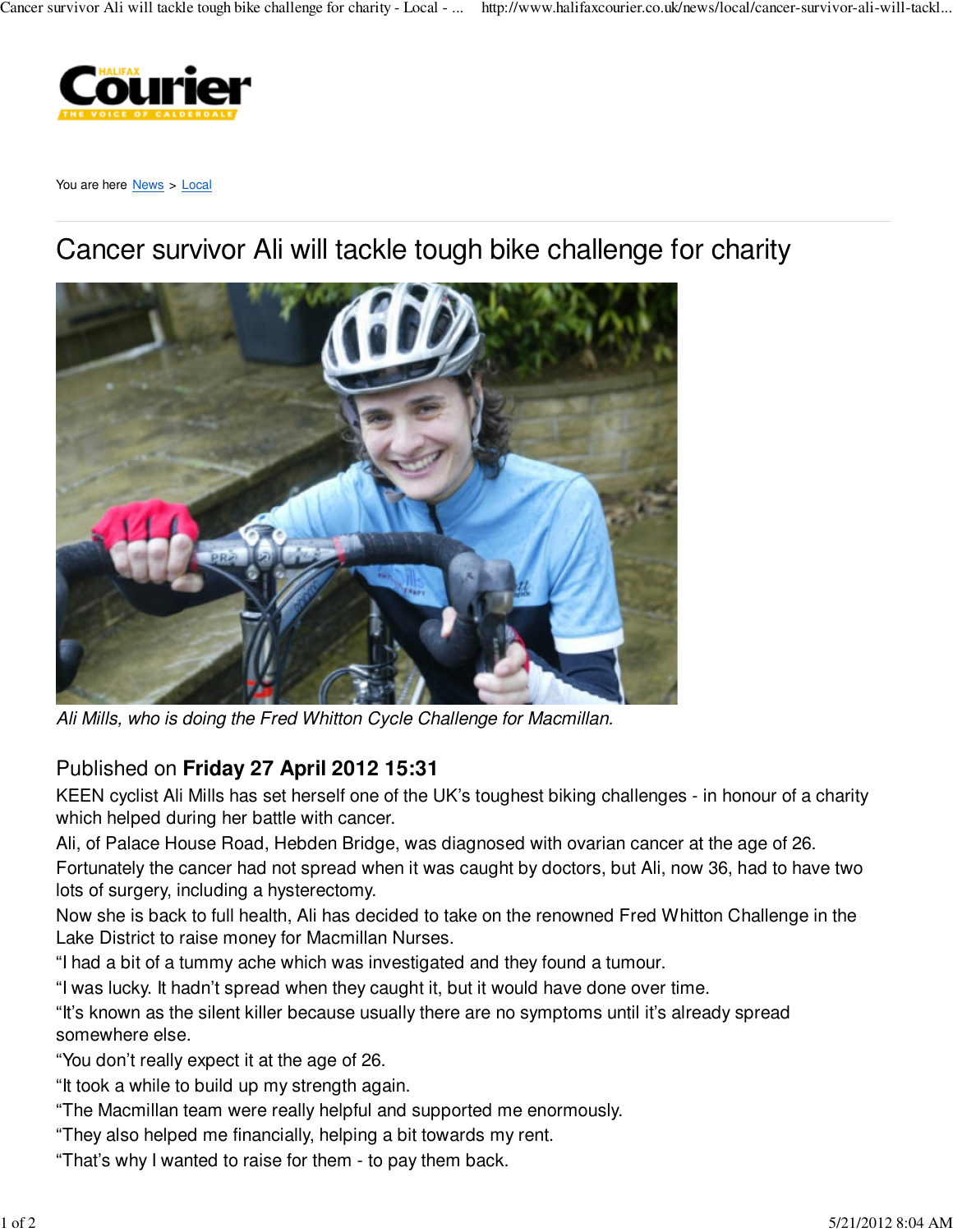You are here News > Local

# Cancer survivor Ali will tackle tough bike challenge for charity

*Ali Mills, who is doing the Fred Whitton Cycle Challenge for Macmillan.*

Published on **Friday 27 April 2012 15:31**

KEEN cyclist Ali Mills has set herself one of the UK's toughest biking challenges - in honour of a charity which helped during her battle with cancer.

Ali, of Palace House Road, Hebden Bridge, was diagnosed with ovarian cancer at the age of 26.

Fortunately the cancer had not spread when it was caught by doctors, but Ali, now 36, had to have two lots of surgery, including a hysterectomy.

Now she is back to full health, Ali has decided to take on the renowned Fred Whitton Challenge in the Lake District to raise money for Macmillan Nurses.

"I had a bit of a tummy ache which was investigated and they found a tumour.

"I was lucky. It hadn't spread when they caught it, but it would have done over time.

"It's known as the silent killer because usually there are no symptoms until it's already spread somewhere else.

"You don't really expect it at the age of 26.

"It took a while to build up my strength again.

"The Macmillan team were really helpful and supported me enormously.

"They also helped me financially, helping a bit towards my rent.

"That's why I wanted to raise for them - to pay them back.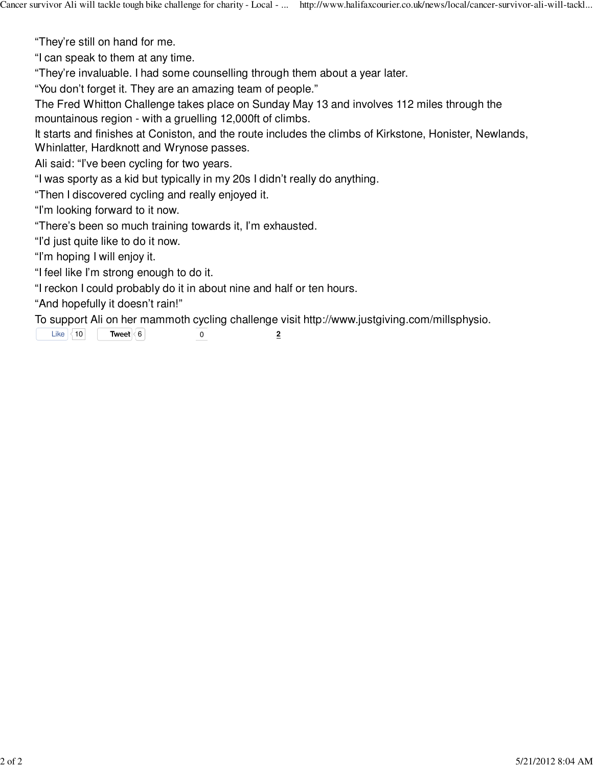“They’re still on hand for me.

“I can speak to them at any time.

“They’re invaluable. I had some counselling through them about a year later.

“You don’t forget it. They are an amazing team of people.”

The Fred Whitton Challenge takes place on Sunday May 13 and involves 112 miles through the mountainous region - with a gruelling 12,000ft of climbs.

It starts and finishes at Coniston, and the route includes the climbs of Kirkstone, Honister, Newlands, Whinlatter, Hardknott and Wrynose passes.

Ali said: “I’ve been cycling for two years.

“I was sporty as a kid but typically in my 20s I didn’t really do anything.

“Then I discovered cycling and really enjoyed it.

“I’m looking forward to it now.

“There’s been so much training towards it, I’m exhausted.

“I’d just quite like to do it now.

“I’m hoping I will enjoy it.

“I feel like I’m strong enough to do it.

“I reckon I could probably do it in about nine and half or ten hours.

“And hopefully it doesn’t rain!”

To support Ali on her mammoth cycling challenge visit http://www.justgiving.com/millsphysio.

Like 10 Tweet 6 0 **2**